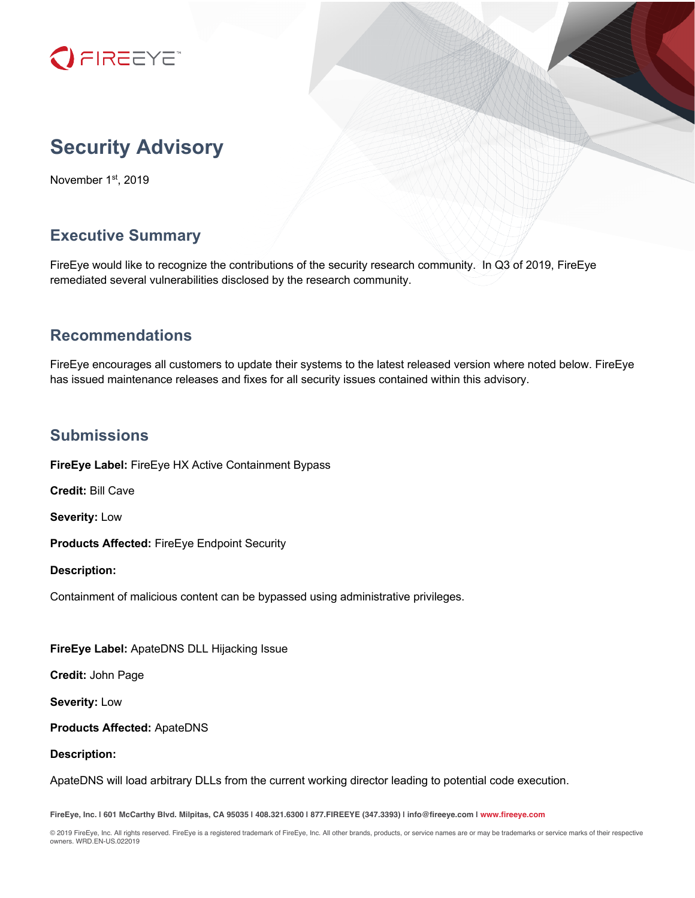# Security Advisory

November 1st, 2019

## Executive Summary

FireEye would like to recognize the contributions of the security research community. In Q3 of 2019, FireEye remediated several vulnerabilities disclosed by the research community.

## Recommendations

FireEye encourages all customers to update their systems to the latest released version where noted below. FireEye has issued maintenance releases and fixes for all security issues contained within this advisory.

## Submissions

**FireEye Label:** FireEye HX Active Containment Bypass

**Credit:** Bill Cave

**Severity:** Low

**Products Affected:** FireEye Endpoint Security

**Description:**

Containment of malicious content can be bypassed using administrative privileges.

**FireEye Label:** ApateDNS DLL Hijacking Issue

**Credit:** John Page

**Severity:** Low

**Products Affected:** ApateDNS

**Description:**

ApateDNS will load arbitrary DLLs from the current working director leading to potential code execution.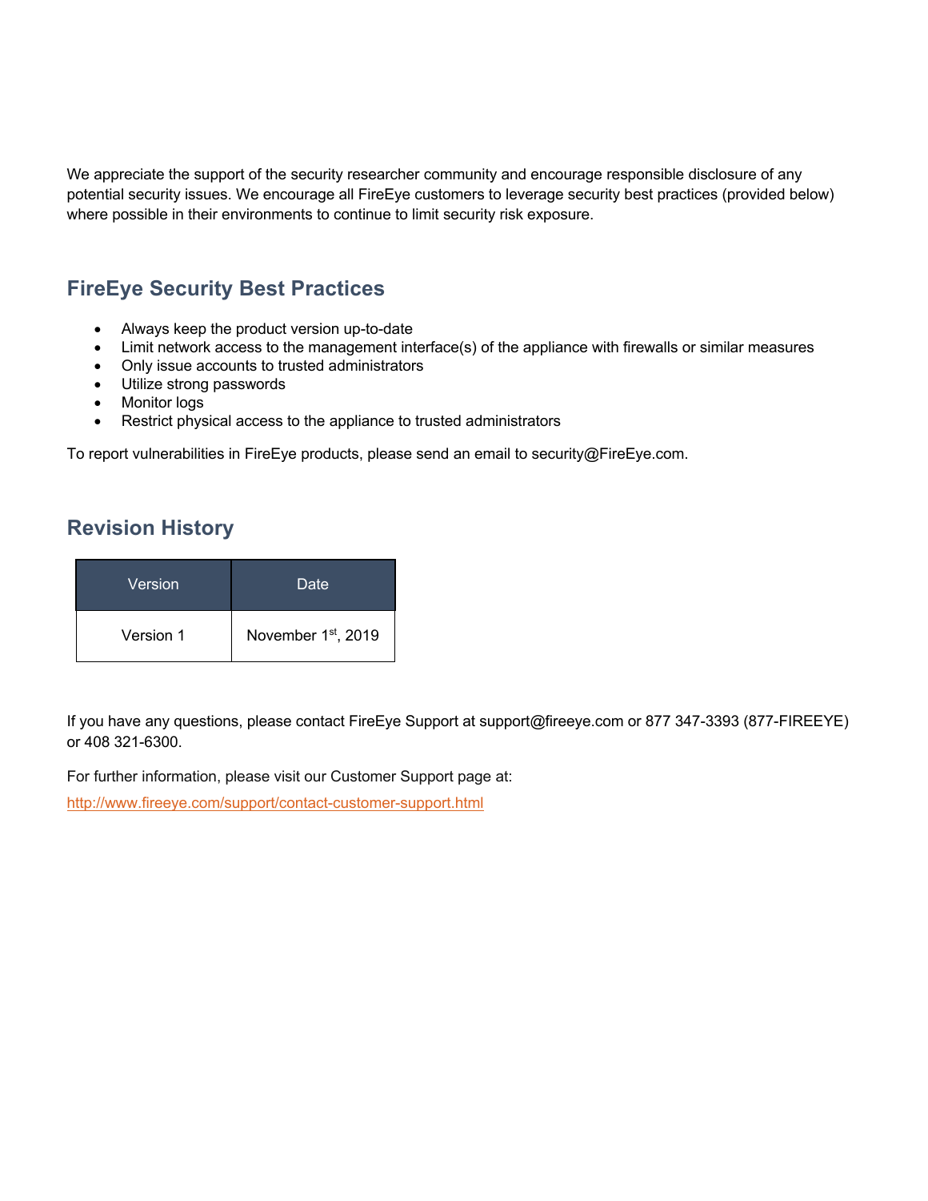We appreciate the support of the security researcher community and encourage responsible disclosure of any potential security issues. We encourage all FireEye customers to leverage security best practices (provided below) where possible in their environments to continue to limit security risk exposure.

## FireEye Security Best Practices

- Always keep the product version up-to-date
- Limit network access to the management interface(s) of the appliance with firewalls or similar measures
- Only issue accounts to trusted administrators
- Utilize strong passwords
- Monitor logs
- Restrict physical access to the appliance to trusted administrators

To report vulnerabilities in FireEye products, please send an email to security@FireEye.com.

## Revision History

| Version | Date |
|---|---|
| Version 1 | November 1st, 2019 |

If you have any questions, please contact FireEye Support at support@fireeye.com or 877 347-3393 (877-FIREEYE) or 408 321-6300.

For further information, please visit our Customer Support page at:

http://www.fireeye.com/support/contact-customer-support.html